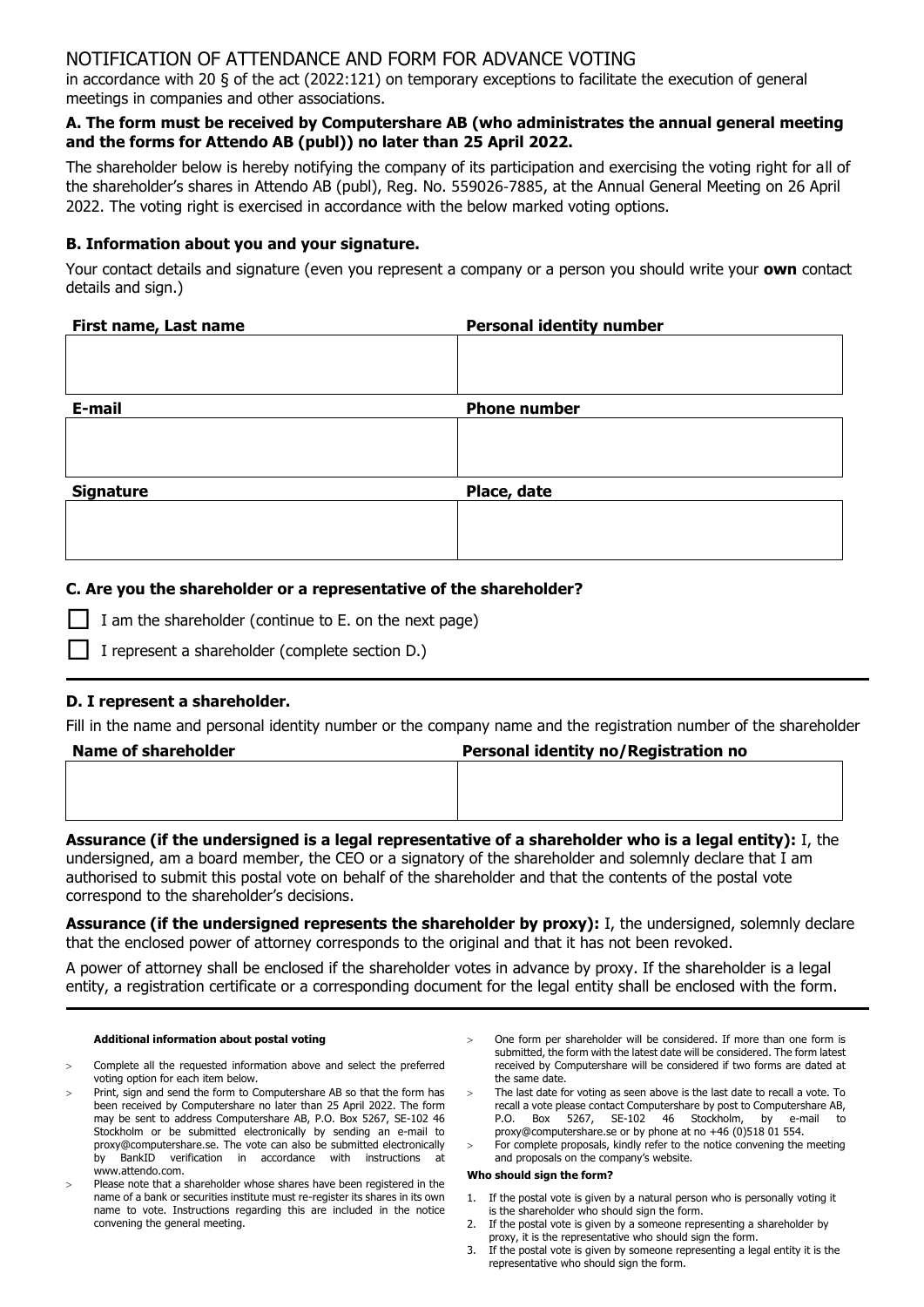# NOTIFICATION OF ATTENDANCE AND FORM FOR ADVANCE VOTING

in accordance with 20 § of the act (2022:121) on temporary exceptions to facilitate the execution of general meetings in companies and other associations.

**A. The form must be received by Computershare AB (who administrates the annual general meeting and the forms for Attendo AB (publ)) no later than 25 April 2022.**

The shareholder below is hereby notifying the company of its participation and exercising the voting right for all of the shareholder's shares in Attendo AB (publ), Reg. No. 559026-7885, at the Annual General Meeting on 26 April 2022. The voting right is exercised in accordance with the below marked voting options.

### B. Information about you and your signature.

Your contact details and signature (even you represent a company or a person you should write your **own** contact details and sign.)

| First name, Last name | Personal identity number |
|---|---|
| | |
| **E-mail** | **Phone number** |
| | |
| **Signature** | **Place, date** |
| | |

### C. Are you the shareholder or a representative of the shareholder?

☐ I am the shareholder (continue to E. on the next page)

☐ I represent a shareholder (complete section D.)

### D. I represent a shareholder.

Fill in the name and personal identity number or the company name and the registration number of the shareholder

| Name of shareholder | Personal identity no/Registration no |
|---|---|
| | |

**Assurance (if the undersigned is a legal representative of a shareholder who is a legal entity):** I, the undersigned, am a board member, the CEO or a signatory of the shareholder and solemnly declare that I am authorised to submit this postal vote on behalf of the shareholder and that the contents of the postal vote correspond to the shareholder's decisions.

**Assurance (if the undersigned represents the shareholder by proxy):** I, the undersigned, solemnly declare that the enclosed power of attorney corresponds to the original and that it has not been revoked.

A power of attorney shall be enclosed if the shareholder votes in advance by proxy. If the shareholder is a legal entity, a registration certificate or a corresponding document for the legal entity shall be enclosed with the form.

**Additional information about postal voting**

- Complete all the requested information above and select the preferred voting option for each item below.
- Print, sign and send the form to Computershare AB so that the form has been received by Computershare no later than 25 April 2022. The form may be sent to address Computershare AB, P.O. Box 5267, SE-102 46 Stockholm or be submitted electronically by sending an e-mail to proxy@computershare.se. The vote can also be submitted electronically by BankID verification in accordance with instructions at www.attendo.com.
- Please note that a shareholder whose shares have been registered in the name of a bank or securities institute must re-register its shares in its own name to vote. Instructions regarding this are included in the notice convening the general meeting.
- One form per shareholder will be considered. If more than one form is submitted, the form with the latest date will be considered. The form latest received by Computershare will be considered if two forms are dated at the same date.
- The last date for voting as seen above is the last date to recall a vote. To recall a vote please contact Computershare by post to Computershare AB, P.O. Box 5267, SE-102 46 Stockholm, by e-mail to proxy@computershare.se or by phone at no +46 (0)518 01 554.
- For complete proposals, kindly refer to the notice convening the meeting and proposals on the company's website.

**Who should sign the form?**

1. If the postal vote is given by a natural person who is personally voting it is the shareholder who should sign the form.
2. If the postal vote is given by a someone representing a shareholder by proxy, it is the representative who should sign the form.
3. If the postal vote is given by someone representing a legal entity it is the representative who should sign the form.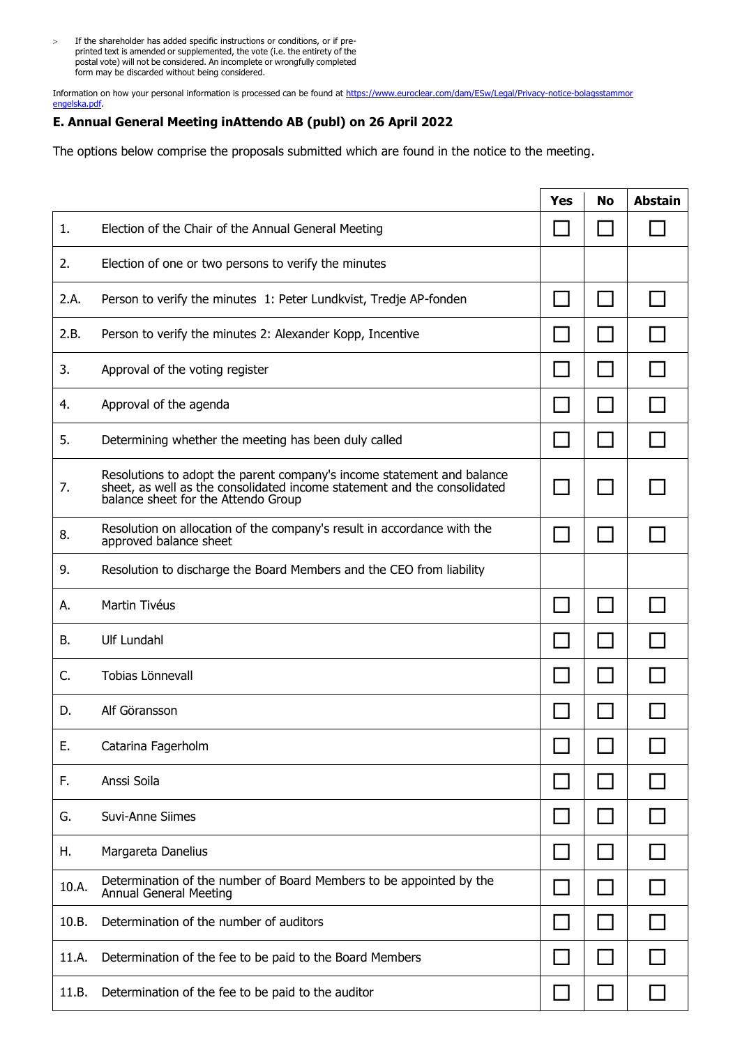> If the shareholder has added specific instructions or conditions, or if pre-printed text is amended or supplemented, the vote (i.e. the entirety of the postal vote) will not be considered. An incomplete or wrongfully completed form may be discarded without being considered.

Information on how your personal information is processed can be found at https://www.euroclear.com/dam/ESw/Legal/Privacy-notice-bolagsstammor engelska.pdf.

### E. Annual General Meeting inAttendo AB (publ) on 26 April 2022

The options below comprise the proposals submitted which are found in the notice to the meeting.

| | | Yes | No | Abstain |
|---|---|---|---|---|
| 1. | Election of the Chair of the Annual General Meeting | ☐ | ☐ | ☐ |
| 2. | Election of one or two persons to verify the minutes | | | |
| 2.A. | Person to verify the minutes 1: Peter Lundkvist, Tredje AP-fonden | ☐ | ☐ | ☐ |
| 2.B. | Person to verify the minutes 2: Alexander Kopp, Incentive | ☐ | ☐ | ☐ |
| 3. | Approval of the voting register | ☐ | ☐ | ☐ |
| 4. | Approval of the agenda | ☐ | ☐ | ☐ |
| 5. | Determining whether the meeting has been duly called | ☐ | ☐ | ☐ |
| 7. | Resolutions to adopt the parent company's income statement and balance sheet, as well as the consolidated income statement and the consolidated balance sheet for the Attendo Group | ☐ | ☐ | ☐ |
| 8. | Resolution on allocation of the company's result in accordance with the approved balance sheet | ☐ | ☐ | ☐ |
| 9. | Resolution to discharge the Board Members and the CEO from liability | | | |
| A. | Martin Tivéus | ☐ | ☐ | ☐ |
| B. | Ulf Lundahl | ☐ | ☐ | ☐ |
| C. | Tobias Lönnevall | ☐ | ☐ | ☐ |
| D. | Alf Göransson | ☐ | ☐ | ☐ |
| E. | Catarina Fagerholm | ☐ | ☐ | ☐ |
| F. | Anssi Soila | ☐ | ☐ | ☐ |
| G. | Suvi-Anne Siimes | ☐ | ☐ | ☐ |
| H. | Margareta Danelius | ☐ | ☐ | ☐ |
| 10.A. | Determination of the number of Board Members to be appointed by the Annual General Meeting | ☐ | ☐ | ☐ |
| 10.B. | Determination of the number of auditors | ☐ | ☐ | ☐ |
| 11.A. | Determination of the fee to be paid to the Board Members | ☐ | ☐ | ☐ |
| 11.B. | Determination of the fee to be paid to the auditor | ☐ | ☐ | ☐ |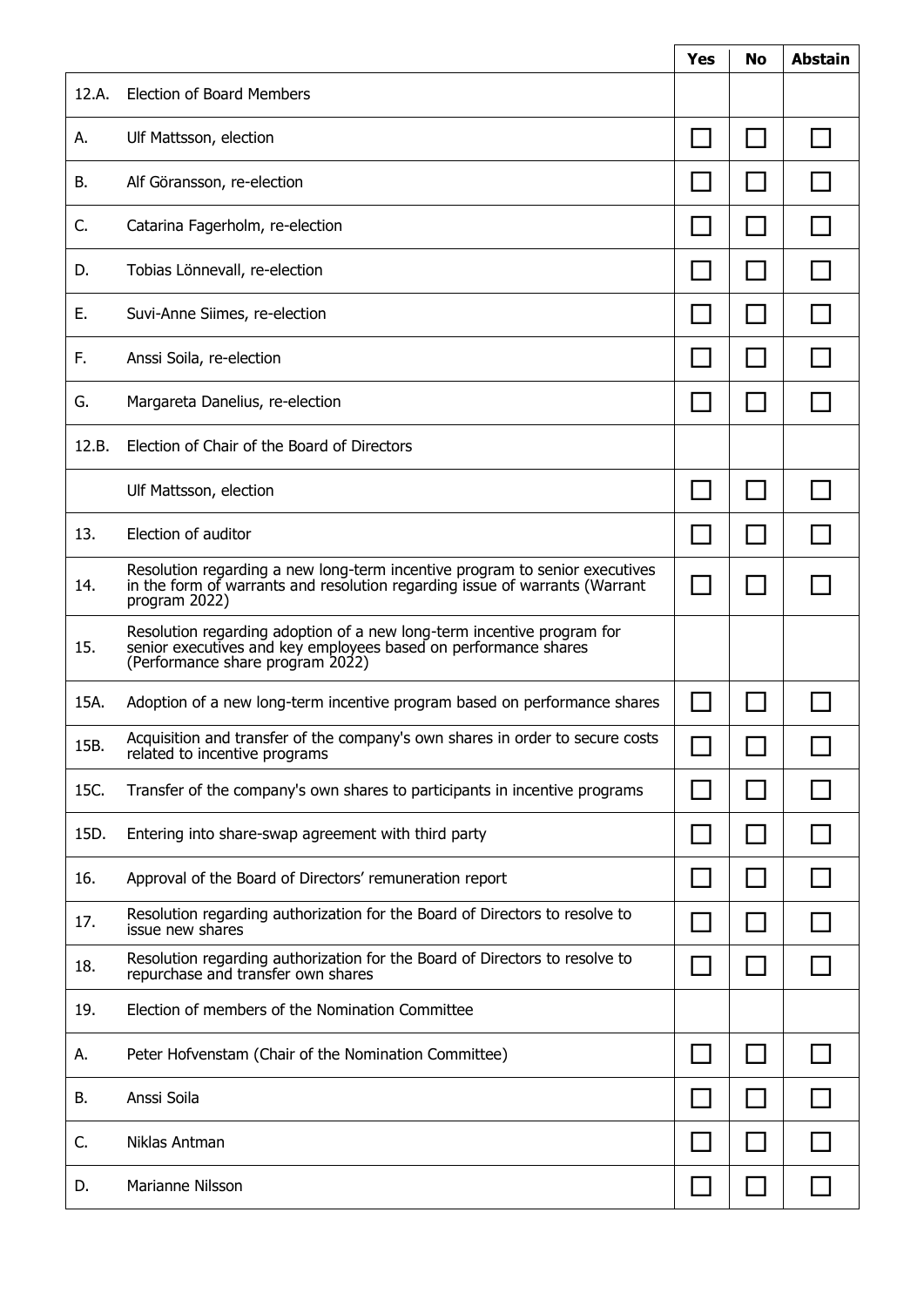| | | Yes | No | Abstain |
|---|---|---|---|---|
| 12.A. | Election of Board Members | | | |
| A. | Ulf Mattsson, election | ☐ | ☐ | ☐ |
| B. | Alf Göransson, re-election | ☐ | ☐ | ☐ |
| C. | Catarina Fagerholm, re-election | ☐ | ☐ | ☐ |
| D. | Tobias Lönnevall, re-election | ☐ | ☐ | ☐ |
| E. | Suvi-Anne Siimes, re-election | ☐ | ☐ | ☐ |
| F. | Anssi Soila, re-election | ☐ | ☐ | ☐ |
| G. | Margareta Danelius, re-election | ☐ | ☐ | ☐ |
| 12.B. | Election of Chair of the Board of Directors | | | |
| | Ulf Mattsson, election | ☐ | ☐ | ☐ |
| 13. | Election of auditor | ☐ | ☐ | ☐ |
| 14. | Resolution regarding a new long-term incentive program to senior executives in the form of warrants and resolution regarding issue of warrants (Warrant program 2022) | ☐ | ☐ | ☐ |
| 15. | Resolution regarding adoption of a new long-term incentive program for senior executives and key employees based on performance shares (Performance share program 2022) | | | |
| 15A. | Adoption of a new long-term incentive program based on performance shares | ☐ | ☐ | ☐ |
| 15B. | Acquisition and transfer of the company's own shares in order to secure costs related to incentive programs | ☐ | ☐ | ☐ |
| 15C. | Transfer of the company's own shares to participants in incentive programs | ☐ | ☐ | ☐ |
| 15D. | Entering into share-swap agreement with third party | ☐ | ☐ | ☐ |
| 16. | Approval of the Board of Directors' remuneration report | ☐ | ☐ | ☐ |
| 17. | Resolution regarding authorization for the Board of Directors to resolve to issue new shares | ☐ | ☐ | ☐ |
| 18. | Resolution regarding authorization for the Board of Directors to resolve to repurchase and transfer own shares | ☐ | ☐ | ☐ |
| 19. | Election of members of the Nomination Committee | | | |
| A. | Peter Hofvenstam (Chair of the Nomination Committee) | ☐ | ☐ | ☐ |
| B. | Anssi Soila | ☐ | ☐ | ☐ |
| C. | Niklas Antman | ☐ | ☐ | ☐ |
| D. | Marianne Nilsson | ☐ | ☐ | ☐ |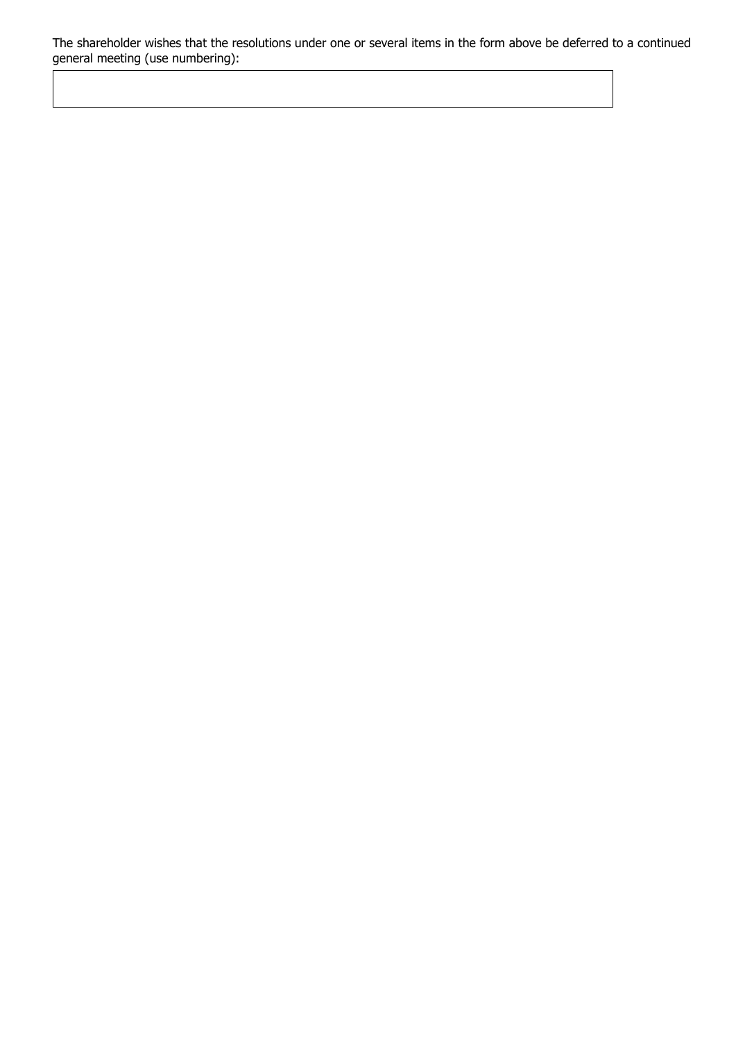The shareholder wishes that the resolutions under one or several items in the form above be deferred to a continued general meeting (use numbering):

| |
|---|
| |